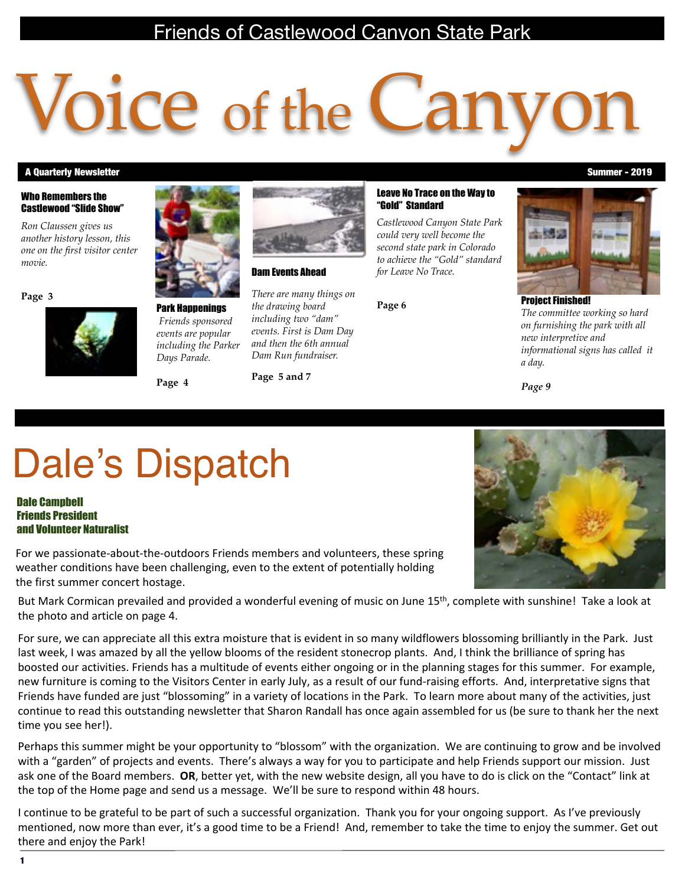Friends of Castlewood Canyon State Park

# Voice of the Canyon

**A Quarterly Newsletter** — **Summer - 2019**

**Who Remembers the Castlewood "Slide Show"**

*Ron Claussen gives us another history lesson, this one on the first visitor center movie.*

**Page 3**

**Park Happenings**

*Friends sponsored events are popular including the Parker Days Parade.*

**Page 4**

**Dam Events Ahead**

*There are many things on the drawing board including two "dam" events. First is Dam Day and then the 6th annual Dam Run fundraiser.*

**Page 5 and 7**

**Leave No Trace on the Way to "Gold" Standard**

*Castlewood Canyon State Park could very well become the second state park in Colorado to achieve the "Gold" standard for Leave No Trace.*

**Page 6**

**Project Finished!**

*The committee working so hard on furnishing the park with all new interpretive and informational signs has called it a day.*

***Page 9***

## Dale's Dispatch

**Dale Campbell**
**Friends President**
**and Volunteer Naturalist**

For we passionate-about-the-outdoors Friends members and volunteers, these spring weather conditions have been challenging, even to the extent of potentially holding the first summer concert hostage.

But Mark Cormican prevailed and provided a wonderful evening of music on June 15th, complete with sunshine! Take a look at the photo and article on page 4.

For sure, we can appreciate all this extra moisture that is evident in so many wildflowers blossoming brilliantly in the Park. Just last week, I was amazed by all the yellow blooms of the resident stonecrop plants. And, I think the brilliance of spring has boosted our activities. Friends has a multitude of events either ongoing or in the planning stages for this summer. For example, new furniture is coming to the Visitors Center in early July, as a result of our fund-raising efforts. And, interpretative signs that Friends have funded are just "blossoming" in a variety of locations in the Park. To learn more about many of the activities, just continue to read this outstanding newsletter that Sharon Randall has once again assembled for us (be sure to thank her the next time you see her!).

Perhaps this summer might be your opportunity to "blossom" with the organization. We are continuing to grow and be involved with a "garden" of projects and events. There's always a way for you to participate and help Friends support our mission. Just ask one of the Board members. **OR**, better yet, with the new website design, all you have to do is click on the "Contact" link at the top of the Home page and send us a message. We'll be sure to respond within 48 hours.

I continue to be grateful to be part of such a successful organization. Thank you for your ongoing support. As I've previously mentioned, now more than ever, it's a good time to be a Friend! And, remember to take the time to enjoy the summer. Get out there and enjoy the Park!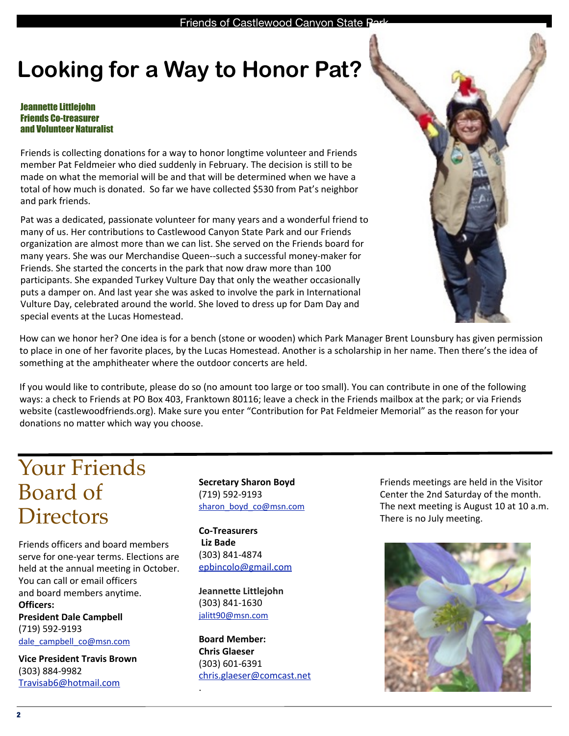# Looking for a Way to Honor Pat?

**Jeannette Littlejohn**
**Friends Co-treasurer**
**and Volunteer Naturalist**

Friends is collecting donations for a way to honor longtime volunteer and Friends member Pat Feldmeier who died suddenly in February. The decision is still to be made on what the memorial will be and that will be determined when we have a total of how much is donated. So far we have collected $530 from Pat's neighbor and park friends.

Pat was a dedicated, passionate volunteer for many years and a wonderful friend to many of us. Her contributions to Castlewood Canyon State Park and our Friends organization are almost more than we can list. She served on the Friends board for many years. She was our Merchandise Queen--such a successful money-maker for Friends. She started the concerts in the park that now draw more than 100 participants. She expanded Turkey Vulture Day that only the weather occasionally puts a damper on. And last year she was asked to involve the park in International Vulture Day, celebrated around the world. She loved to dress up for Dam Day and special events at the Lucas Homestead.

How can we honor her? One idea is for a bench (stone or wooden) which Park Manager Brent Lounsbury has given permission to place in one of her favorite places, by the Lucas Homestead. Another is a scholarship in her name. Then there's the idea of something at the amphitheater where the outdoor concerts are held.

If you would like to contribute, please do so (no amount too large or too small). You can contribute in one of the following ways: a check to Friends at PO Box 403, Franktown 80116; leave a check in the Friends mailbox at the park; or via Friends website (castlewoodfriends.org). Make sure you enter "Contribution for Pat Feldmeier Memorial" as the reason for your donations no matter which way you choose.

# Your Friends Board of Directors

Friends officers and board members serve for one-year terms. Elections are held at the annual meeting in October. You can call or email officers and board members anytime.

**Officers:**

**President Dale Campbell**
(719) 592-9193
dale_campbell_co@msn.com

**Vice President Travis Brown**
(303) 884-9982
Travisab6@hotmail.com

**Secretary Sharon Boyd**
(719) 592-9193
sharon_boyd_co@msn.com

**Co-Treasurers**
**Liz Bade**
(303) 841-4874
epbincolo@gmail.com

**Jeannette Littlejohn**
(303) 841-1630
jalitt90@msn.com

**Board Member:**
**Chris Glaeser**
(303) 601-6391
chris.glaeser@comcast.net

Friends meetings are held in the Visitor Center the 2nd Saturday of the month. The next meeting is August 10 at 10 a.m. There is no July meeting.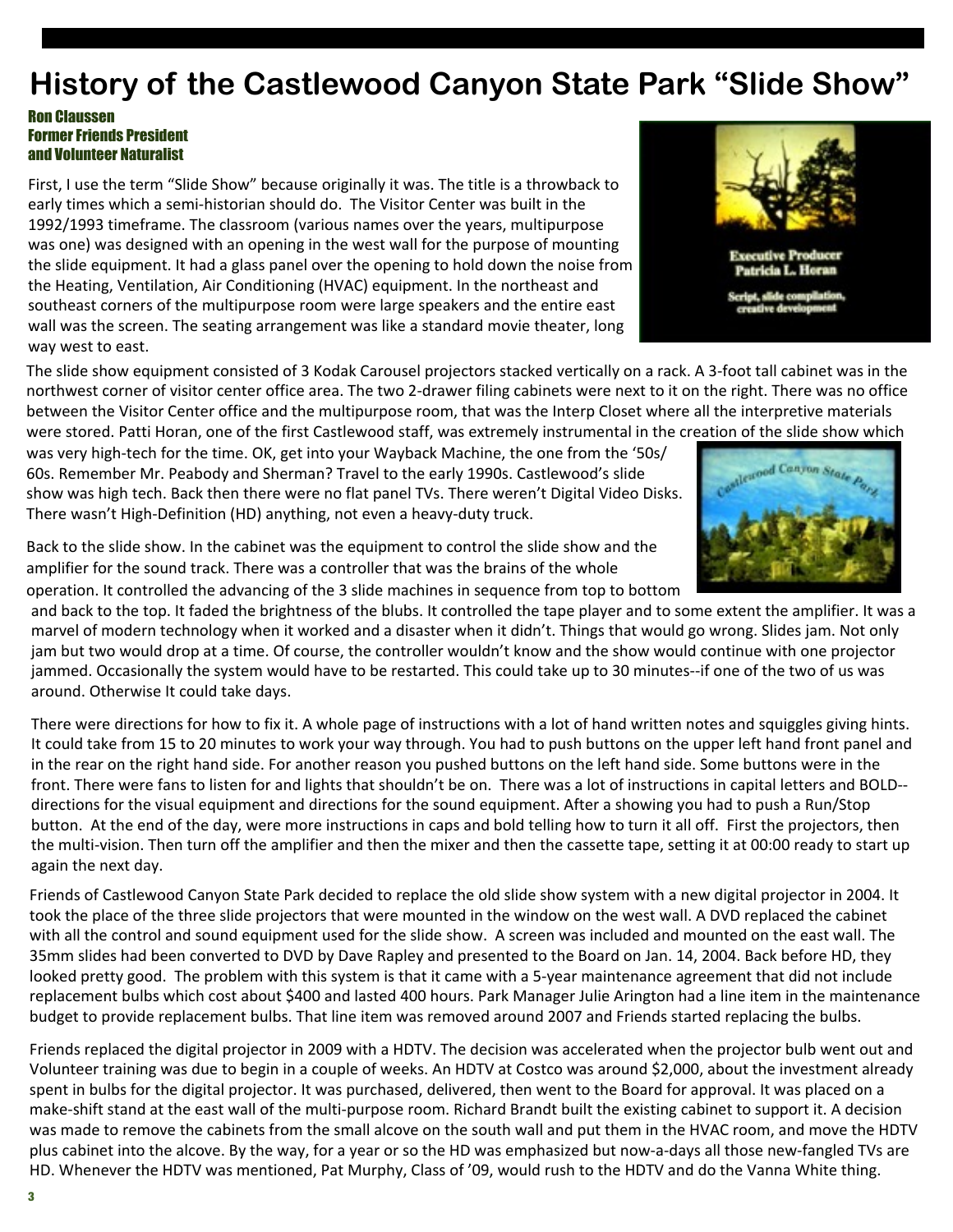# History of the Castlewood Canyon State Park "Slide Show"

**Ron Claussen**
**Former Friends President**
**and Volunteer Naturalist**

First, I use the term "Slide Show" because originally it was. The title is a throwback to early times which a semi-historian should do. The Visitor Center was built in the 1992/1993 timeframe. The classroom (various names over the years, multipurpose was one) was designed with an opening in the west wall for the purpose of mounting the slide equipment. It had a glass panel over the opening to hold down the noise from the Heating, Ventilation, Air Conditioning (HVAC) equipment. In the northeast and southeast corners of the multipurpose room were large speakers and the entire east wall was the screen. The seating arrangement was like a standard movie theater, long way west to east.

The slide show equipment consisted of 3 Kodak Carousel projectors stacked vertically on a rack. A 3-foot tall cabinet was in the northwest corner of visitor center office area. The two 2-drawer filing cabinets were next to it on the right. There was no office between the Visitor Center office and the multipurpose room, that was the Interp Closet where all the interpretive materials were stored. Patti Horan, one of the first Castlewood staff, was extremely instrumental in the creation of the slide show which was very high-tech for the time. OK, get into your Wayback Machine, the one from the '50s/60s. Remember Mr. Peabody and Sherman? Travel to the early 1990s. Castlewood's slide show was high tech. Back then there were no flat panel TVs. There weren't Digital Video Disks. There wasn't High-Definition (HD) anything, not even a heavy-duty truck.

Back to the slide show. In the cabinet was the equipment to control the slide show and the amplifier for the sound track. There was a controller that was the brains of the whole operation. It controlled the advancing of the 3 slide machines in sequence from top to bottom and back to the top. It faded the brightness of the blubs. It controlled the tape player and to some extent the amplifier. It was a marvel of modern technology when it worked and a disaster when it didn't. Things that would go wrong. Slides jam. Not only jam but two would drop at a time. Of course, the controller wouldn't know and the show would continue with one projector jammed. Occasionally the system would have to be restarted. This could take up to 30 minutes--if one of the two of us was around. Otherwise It could take days.

There were directions for how to fix it. A whole page of instructions with a lot of hand written notes and squiggles giving hints. It could take from 15 to 20 minutes to work your way through. You had to push buttons on the upper left hand front panel and in the rear on the right hand side. For another reason you pushed buttons on the left hand side. Some buttons were in the front. There were fans to listen for and lights that shouldn't be on. There was a lot of instructions in capital letters and BOLD--directions for the visual equipment and directions for the sound equipment. After a showing you had to push a Run/Stop button. At the end of the day, were more instructions in caps and bold telling how to turn it all off. First the projectors, then the multi-vision. Then turn off the amplifier and then the mixer and then the cassette tape, setting it at 00:00 ready to start up again the next day.

Friends of Castlewood Canyon State Park decided to replace the old slide show system with a new digital projector in 2004. It took the place of the three slide projectors that were mounted in the window on the west wall. A DVD replaced the cabinet with all the control and sound equipment used for the slide show. A screen was included and mounted on the east wall. The 35mm slides had been converted to DVD by Dave Rapley and presented to the Board on Jan. 14, 2004. Back before HD, they looked pretty good. The problem with this system is that it came with a 5-year maintenance agreement that did not include replacement bulbs which cost about $400 and lasted 400 hours. Park Manager Julie Arington had a line item in the maintenance budget to provide replacement bulbs. That line item was removed around 2007 and Friends started replacing the bulbs.

Friends replaced the digital projector in 2009 with a HDTV. The decision was accelerated when the projector bulb went out and Volunteer training was due to begin in a couple of weeks. An HDTV at Costco was around $2,000, about the investment already spent in bulbs for the digital projector. It was purchased, delivered, then went to the Board for approval. It was placed on a make-shift stand at the east wall of the multi-purpose room. Richard Brandt built the existing cabinet to support it. A decision was made to remove the cabinets from the small alcove on the south wall and put them in the HVAC room, and move the HDTV plus cabinet into the alcove. By the way, for a year or so the HD was emphasized but now-a-days all those new-fangled TVs are HD. Whenever the HDTV was mentioned, Pat Murphy, Class of '09, would rush to the HDTV and do the Vanna White thing.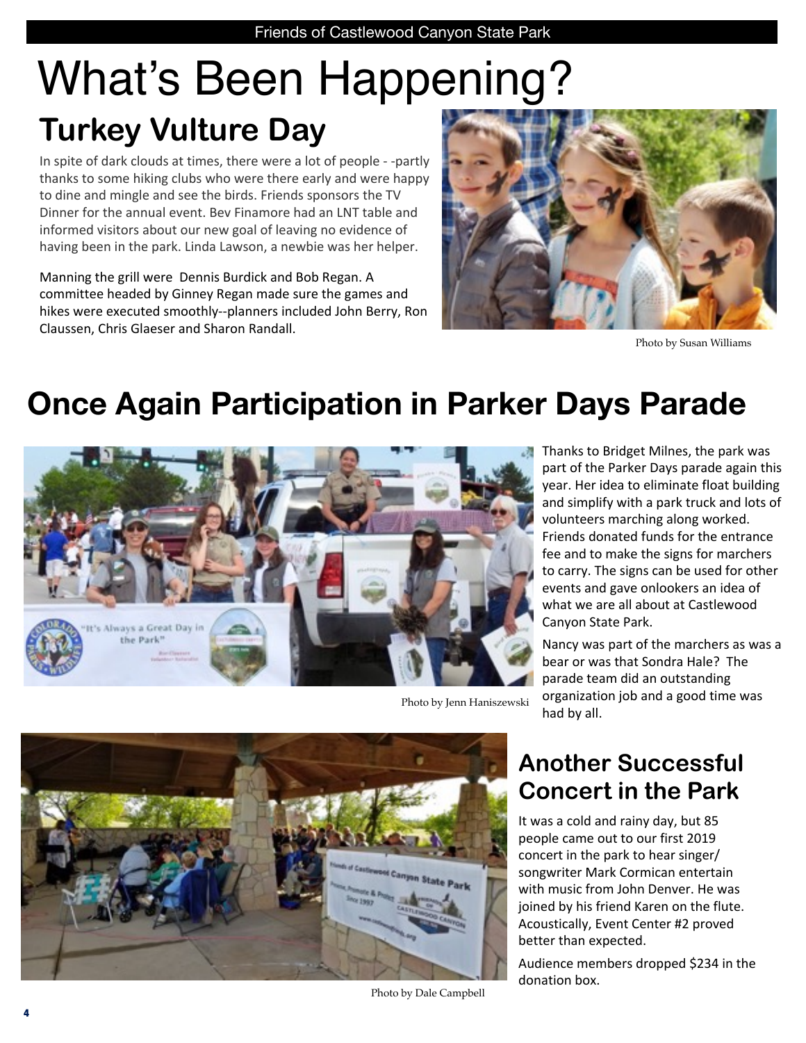# What's Been Happening?

## Turkey Vulture Day

In spite of dark clouds at times, there were a lot of people - -partly thanks to some hiking clubs who were there early and were happy to dine and mingle and see the birds. Friends sponsors the TV Dinner for the annual event. Bev Finamore had an LNT table and informed visitors about our new goal of leaving no evidence of having been in the park. Linda Lawson, a newbie was her helper.

Manning the grill were Dennis Burdick and Bob Regan. A committee headed by Ginney Regan made sure the games and hikes were executed smoothly--planners included John Berry, Ron Claussen, Chris Glaeser and Sharon Randall.

Photo by Susan Williams

## Once Again Participation in Parker Days Parade

Photo by Jenn Haniszewski

Thanks to Bridget Milnes, the park was part of the Parker Days parade again this year. Her idea to eliminate float building and simplify with a park truck and lots of volunteers marching along worked. Friends donated funds for the entrance fee and to make the signs for marchers to carry. The signs can be used for other events and gave onlookers an idea of what we are all about at Castlewood Canyon State Park.

Nancy was part of the marchers as was a bear or was that Sondra Hale? The parade team did an outstanding organization job and a good time was had by all.

Photo by Dale Campbell

## Another Successful Concert in the Park

It was a cold and rainy day, but 85 people came out to our first 2019 concert in the park to hear singer/ songwriter Mark Cormican entertain with music from John Denver. He was joined by his friend Karen on the flute. Acoustically, Event Center #2 proved better than expected.

Audience members dropped $234 in the donation box.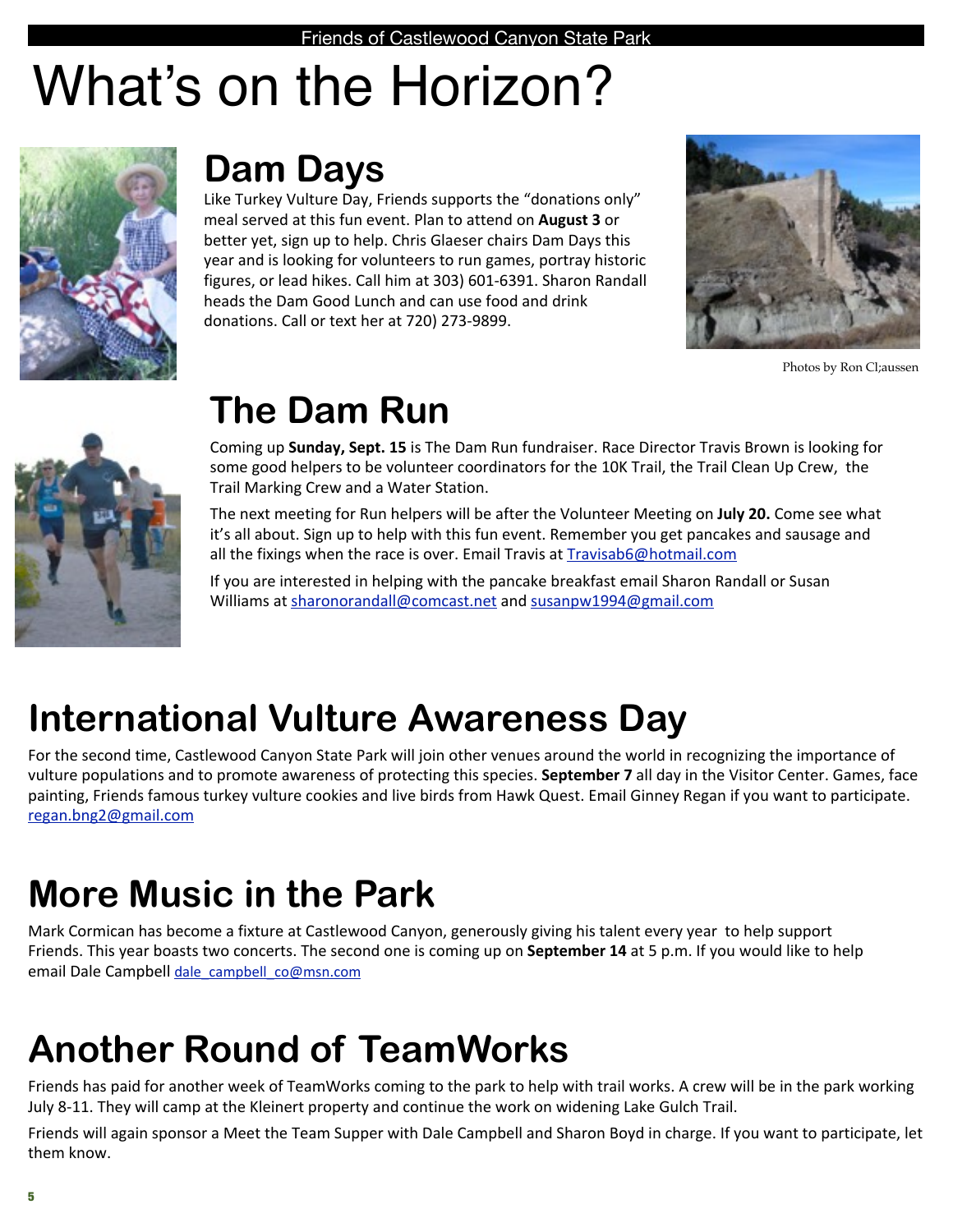# What's on the Horizon?

## Dam Days

Like Turkey Vulture Day, Friends supports the "donations only" meal served at this fun event. Plan to attend on **August 3** or better yet, sign up to help. Chris Glaeser chairs Dam Days this year and is looking for volunteers to run games, portray historic figures, or lead hikes. Call him at 303) 601-6391. Sharon Randall heads the Dam Good Lunch and can use food and drink donations. Call or text her at 720) 273-9899.

Photos by Ron Cl;aussen

## The Dam Run

Coming up **Sunday, Sept. 15** is The Dam Run fundraiser. Race Director Travis Brown is looking for some good helpers to be volunteer coordinators for the 10K Trail, the Trail Clean Up Crew, the Trail Marking Crew and a Water Station.

The next meeting for Run helpers will be after the Volunteer Meeting on **July 20.** Come see what it's all about. Sign up to help with this fun event. Remember you get pancakes and sausage and all the fixings when the race is over. Email Travis at Travisab6@hotmail.com

If you are interested in helping with the pancake breakfast email Sharon Randall or Susan Williams at sharonorandall@comcast.net and susanpw1994@gmail.com

## International Vulture Awareness Day

For the second time, Castlewood Canyon State Park will join other venues around the world in recognizing the importance of vulture populations and to promote awareness of protecting this species. **September 7** all day in the Visitor Center. Games, face painting, Friends famous turkey vulture cookies and live birds from Hawk Quest. Email Ginney Regan if you want to participate. regan.bng2@gmail.com

## More Music in the Park

Mark Cormican has become a fixture at Castlewood Canyon, generously giving his talent every year to help support Friends. This year boasts two concerts. The second one is coming up on **September 14** at 5 p.m. If you would like to help email Dale Campbell dale_campbell_co@msn.com

## Another Round of TeamWorks

Friends has paid for another week of TeamWorks coming to the park to help with trail works. A crew will be in the park working July 8-11. They will camp at the Kleinert property and continue the work on widening Lake Gulch Trail.

Friends will again sponsor a Meet the Team Supper with Dale Campbell and Sharon Boyd in charge. If you want to participate, let them know.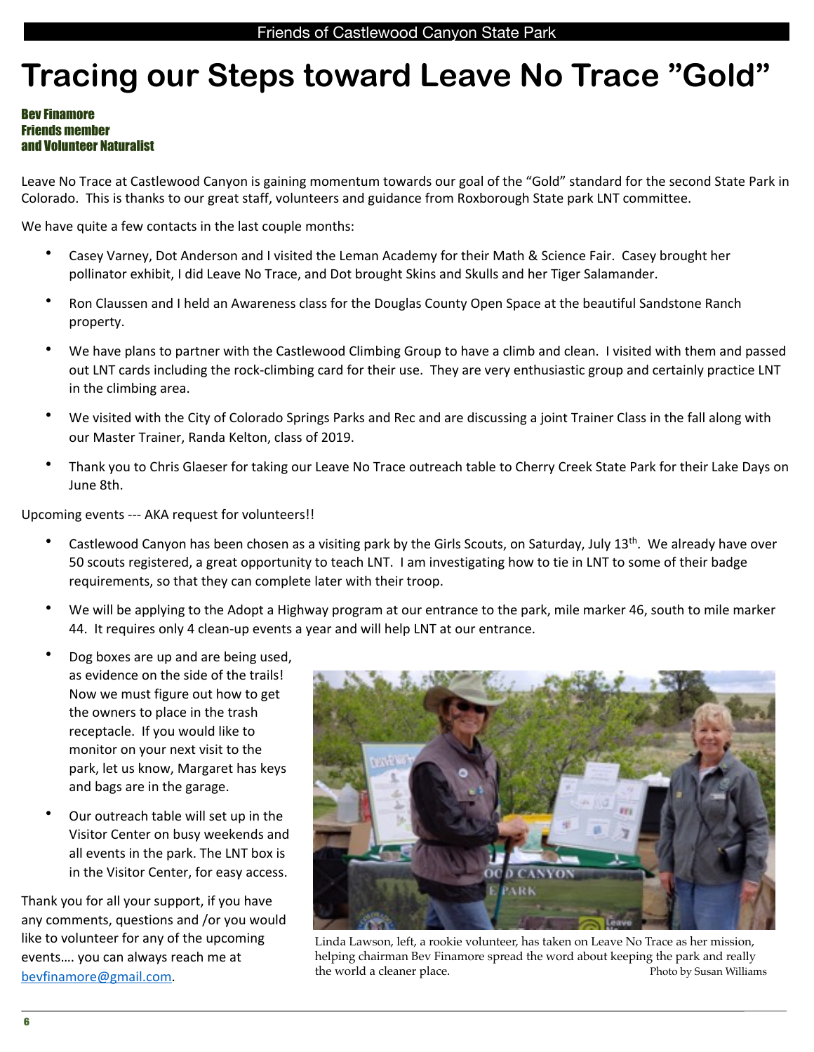# Tracing our Steps toward Leave No Trace "Gold"

**Bev Finamore**
**Friends member**
**and Volunteer Naturalist**

Leave No Trace at Castlewood Canyon is gaining momentum towards our goal of the "Gold" standard for the second State Park in Colorado. This is thanks to our great staff, volunteers and guidance from Roxborough State park LNT committee.

We have quite a few contacts in the last couple months:

- Casey Varney, Dot Anderson and I visited the Leman Academy for their Math & Science Fair. Casey brought her pollinator exhibit, I did Leave No Trace, and Dot brought Skins and Skulls and her Tiger Salamander.
- Ron Claussen and I held an Awareness class for the Douglas County Open Space at the beautiful Sandstone Ranch property.
- We have plans to partner with the Castlewood Climbing Group to have a climb and clean. I visited with them and passed out LNT cards including the rock-climbing card for their use. They are very enthusiastic group and certainly practice LNT in the climbing area.
- We visited with the City of Colorado Springs Parks and Rec and are discussing a joint Trainer Class in the fall along with our Master Trainer, Randa Kelton, class of 2019.
- Thank you to Chris Glaeser for taking our Leave No Trace outreach table to Cherry Creek State Park for their Lake Days on June 8th.

Upcoming events --- AKA request for volunteers!!

- Castlewood Canyon has been chosen as a visiting park by the Girls Scouts, on Saturday, July 13th. We already have over 50 scouts registered, a great opportunity to teach LNT. I am investigating how to tie in LNT to some of their badge requirements, so that they can complete later with their troop.
- We will be applying to the Adopt a Highway program at our entrance to the park, mile marker 46, south to mile marker 44. It requires only 4 clean-up events a year and will help LNT at our entrance.
- Dog boxes are up and are being used, as evidence on the side of the trails! Now we must figure out how to get the owners to place in the trash receptacle. If you would like to monitor on your next visit to the park, let us know, Margaret has keys and bags are in the garage.
- Our outreach table will set up in the Visitor Center on busy weekends and all events in the park. The LNT box is in the Visitor Center, for easy access.

Thank you for all your support, if you have any comments, questions and /or you would like to volunteer for any of the upcoming events…. you can always reach me at bevfinamore@gmail.com.

Linda Lawson, left, a rookie volunteer, has taken on Leave No Trace as her mission, helping chairman Bev Finamore spread the word about keeping the park and really the world a cleaner place. Photo by Susan Williams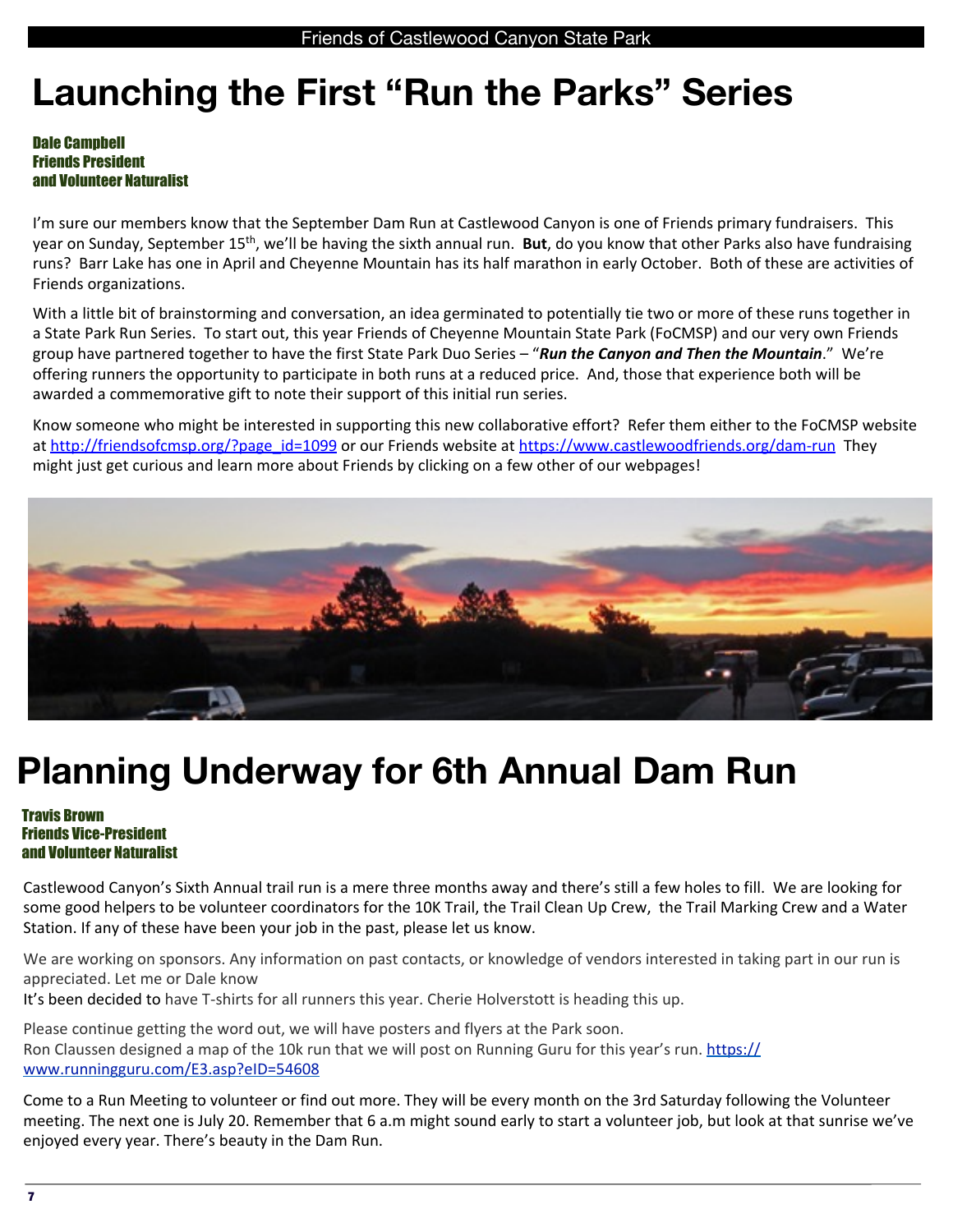// Friends of Castlewood Canyon State Park

# Launching the First "Run the Parks" Series

**Dale Campbell**
**Friends President**
**and Volunteer Naturalist**

I'm sure our members know that the September Dam Run at Castlewood Canyon is one of Friends primary fundraisers. This year on Sunday, September 15th, we'll be having the sixth annual run. **But**, do you know that other Parks also have fundraising runs? Barr Lake has one in April and Cheyenne Mountain has its half marathon in early October. Both of these are activities of Friends organizations.

With a little bit of brainstorming and conversation, an idea germinated to potentially tie two or more of these runs together in a State Park Run Series. To start out, this year Friends of Cheyenne Mountain State Park (FoCMSP) and our very own Friends group have partnered together to have the first State Park Duo Series – "***Run the Canyon and Then the Mountain***." We're offering runners the opportunity to participate in both runs at a reduced price. And, those that experience both will be awarded a commemorative gift to note their support of this initial run series.

Know someone who might be interested in supporting this new collaborative effort? Refer them either to the FoCMSP website at http://friendsofcmsp.org/?page_id=1099 or our Friends website at https://www.castlewoodfriends.org/dam-run They might just get curious and learn more about Friends by clicking on a few other of our webpages!

# Planning Underway for 6th Annual Dam Run

**Travis Brown**
**Friends Vice-President**
**and Volunteer Naturalist**

Castlewood Canyon's Sixth Annual trail run is a mere three months away and there's still a few holes to fill. We are looking for some good helpers to be volunteer coordinators for the 10K Trail, the Trail Clean Up Crew, the Trail Marking Crew and a Water Station. If any of these have been your job in the past, please let us know.

We are working on sponsors. Any information on past contacts, or knowledge of vendors interested in taking part in our run is appreciated. Let me or Dale know
It's been decided to have T-shirts for all runners this year. Cherie Holverstott is heading this up.

Please continue getting the word out, we will have posters and flyers at the Park soon.
Ron Claussen designed a map of the 10k run that we will post on Running Guru for this year's run. https://www.runningguru.com/E3.asp?eID=54608

Come to a Run Meeting to volunteer or find out more. They will be every month on the 3rd Saturday following the Volunteer meeting. The next one is July 20. Remember that 6 a.m might sound early to start a volunteer job, but look at that sunrise we've enjoyed every year. There's beauty in the Dam Run.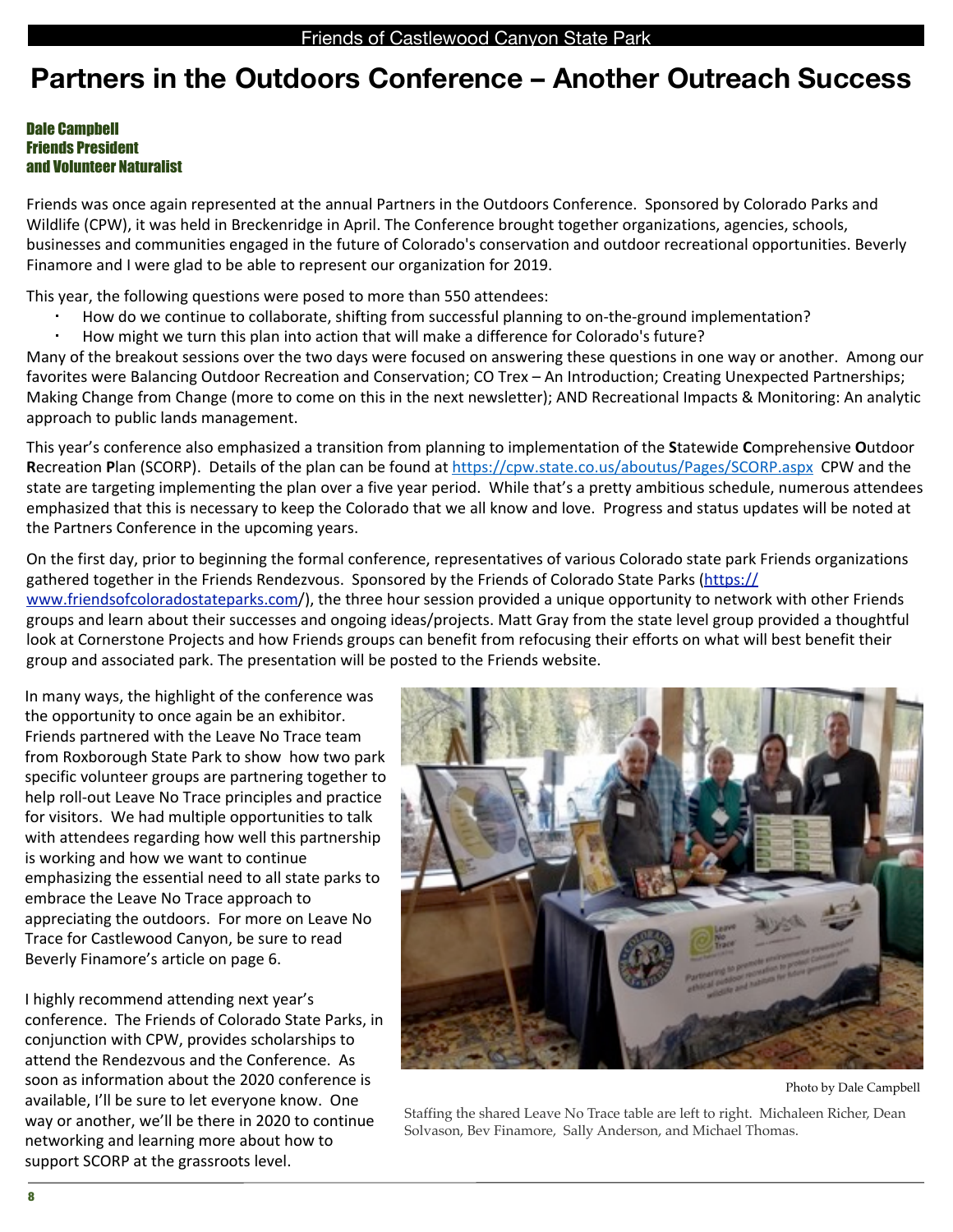# Partners in the Outdoors Conference – Another Outreach Success

**Dale Campbell**
**Friends President**
**and Volunteer Naturalist**

Friends was once again represented at the annual Partners in the Outdoors Conference. Sponsored by Colorado Parks and Wildlife (CPW), it was held in Breckenridge in April. The Conference brought together organizations, agencies, schools, businesses and communities engaged in the future of Colorado's conservation and outdoor recreational opportunities. Beverly Finamore and I were glad to be able to represent our organization for 2019.

This year, the following questions were posed to more than 550 attendees:

- How do we continue to collaborate, shifting from successful planning to on-the-ground implementation?
- How might we turn this plan into action that will make a difference for Colorado's future?

Many of the breakout sessions over the two days were focused on answering these questions in one way or another. Among our favorites were Balancing Outdoor Recreation and Conservation; CO Trex – An Introduction; Creating Unexpected Partnerships; Making Change from Change (more to come on this in the next newsletter); AND Recreational Impacts & Monitoring: An analytic approach to public lands management.

This year's conference also emphasized a transition from planning to implementation of the **S**tatewide **C**omprehensive **O**utdoor **R**ecreation **P**lan (SCORP). Details of the plan can be found at https://cpw.state.co.us/aboutus/Pages/SCORP.aspx CPW and the state are targeting implementing the plan over a five year period. While that's a pretty ambitious schedule, numerous attendees emphasized that this is necessary to keep the Colorado that we all know and love. Progress and status updates will be noted at the Partners Conference in the upcoming years.

On the first day, prior to beginning the formal conference, representatives of various Colorado state park Friends organizations gathered together in the Friends Rendezvous. Sponsored by the Friends of Colorado State Parks (https://www.friendsofcoloradostateparks.com/), the three hour session provided a unique opportunity to network with other Friends groups and learn about their successes and ongoing ideas/projects. Matt Gray from the state level group provided a thoughtful look at Cornerstone Projects and how Friends groups can benefit from refocusing their efforts on what will best benefit their group and associated park. The presentation will be posted to the Friends website.

In many ways, the highlight of the conference was the opportunity to once again be an exhibitor. Friends partnered with the Leave No Trace team from Roxborough State Park to show how two park specific volunteer groups are partnering together to help roll-out Leave No Trace principles and practice for visitors. We had multiple opportunities to talk with attendees regarding how well this partnership is working and how we want to continue emphasizing the essential need to all state parks to embrace the Leave No Trace approach to appreciating the outdoors. For more on Leave No Trace for Castlewood Canyon, be sure to read Beverly Finamore's article on page 6.

I highly recommend attending next year's conference. The Friends of Colorado State Parks, in conjunction with CPW, provides scholarships to attend the Rendezvous and the Conference. As soon as information about the 2020 conference is available, I'll be sure to let everyone know. One way or another, we'll be there in 2020 to continue networking and learning more about how to support SCORP at the grassroots level.

Photo by Dale Campbell

Staffing the shared Leave No Trace table are left to right. Michaleen Richer, Dean Solvason, Bev Finamore, Sally Anderson, and Michael Thomas.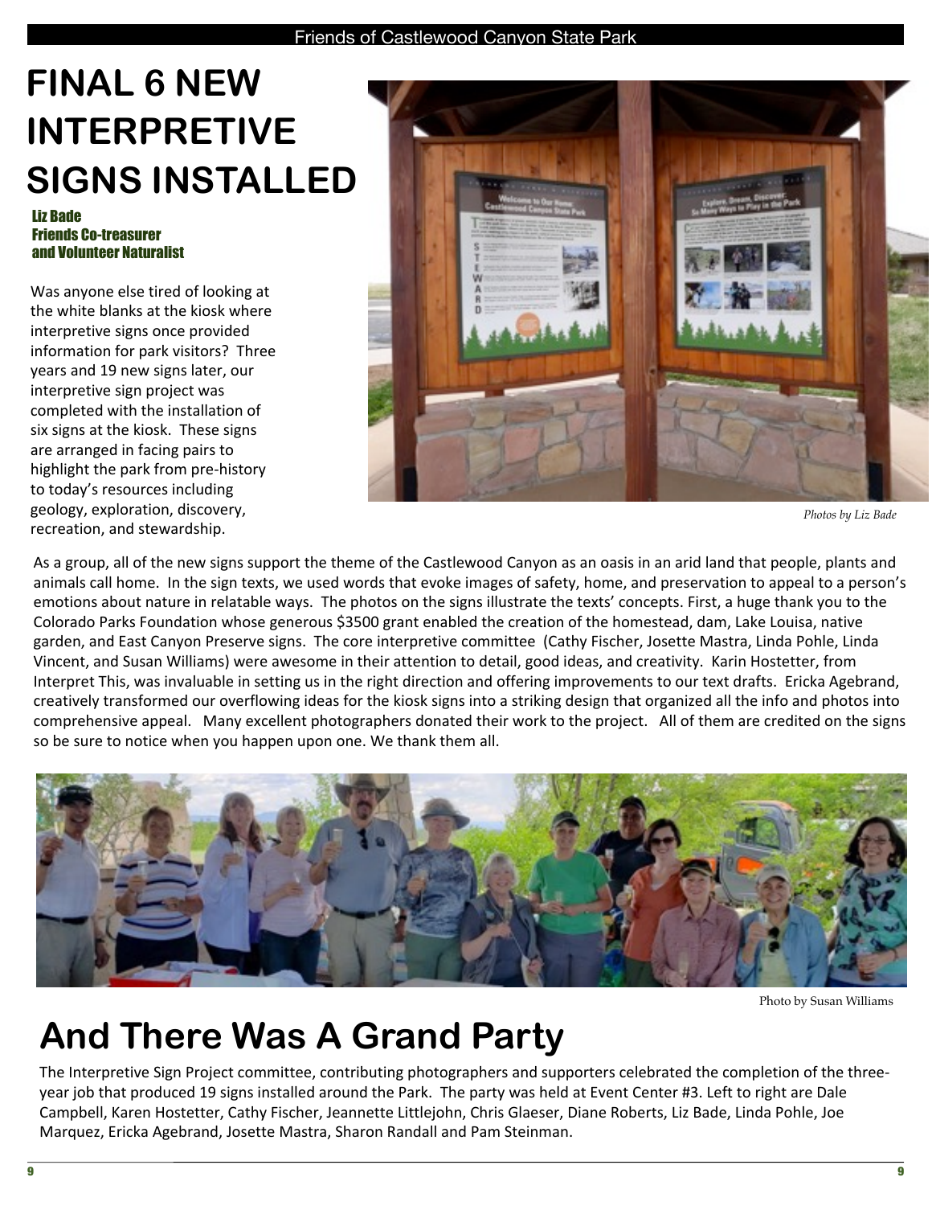# FINAL 6 NEW INTERPRETIVE SIGNS INSTALLED

**Liz Bade**
**Friends Co-treasurer and Volunteer Naturalist**

Was anyone else tired of looking at the white blanks at the kiosk where interpretive signs once provided information for park visitors? Three years and 19 new signs later, our interpretive sign project was completed with the installation of six signs at the kiosk. These signs are arranged in facing pairs to highlight the park from pre-history to today's resources including geology, exploration, discovery, recreation, and stewardship.

*Photos by Liz Bade*

As a group, all of the new signs support the theme of the Castlewood Canyon as an oasis in an arid land that people, plants and animals call home. In the sign texts, we used words that evoke images of safety, home, and preservation to appeal to a person's emotions about nature in relatable ways. The photos on the signs illustrate the texts' concepts. First, a huge thank you to the Colorado Parks Foundation whose generous $3500 grant enabled the creation of the homestead, dam, Lake Louisa, native garden, and East Canyon Preserve signs. The core interpretive committee (Cathy Fischer, Josette Mastra, Linda Pohle, Linda Vincent, and Susan Williams) were awesome in their attention to detail, good ideas, and creativity. Karin Hostetter, from Interpret This, was invaluable in setting us in the right direction and offering improvements to our text drafts. Ericka Agebrand, creatively transformed our overflowing ideas for the kiosk signs into a striking design that organized all the info and photos into comprehensive appeal. Many excellent photographers donated their work to the project. All of them are credited on the signs so be sure to notice when you happen upon one. We thank them all.

Photo by Susan Williams

# And There Was A Grand Party

The Interpretive Sign Project committee, contributing photographers and supporters celebrated the completion of the three-year job that produced 19 signs installed around the Park. The party was held at Event Center #3. Left to right are Dale Campbell, Karen Hostetter, Cathy Fischer, Jeannette Littlejohn, Chris Glaeser, Diane Roberts, Liz Bade, Linda Pohle, Joe Marquez, Ericka Agebrand, Josette Mastra, Sharon Randall and Pam Steinman.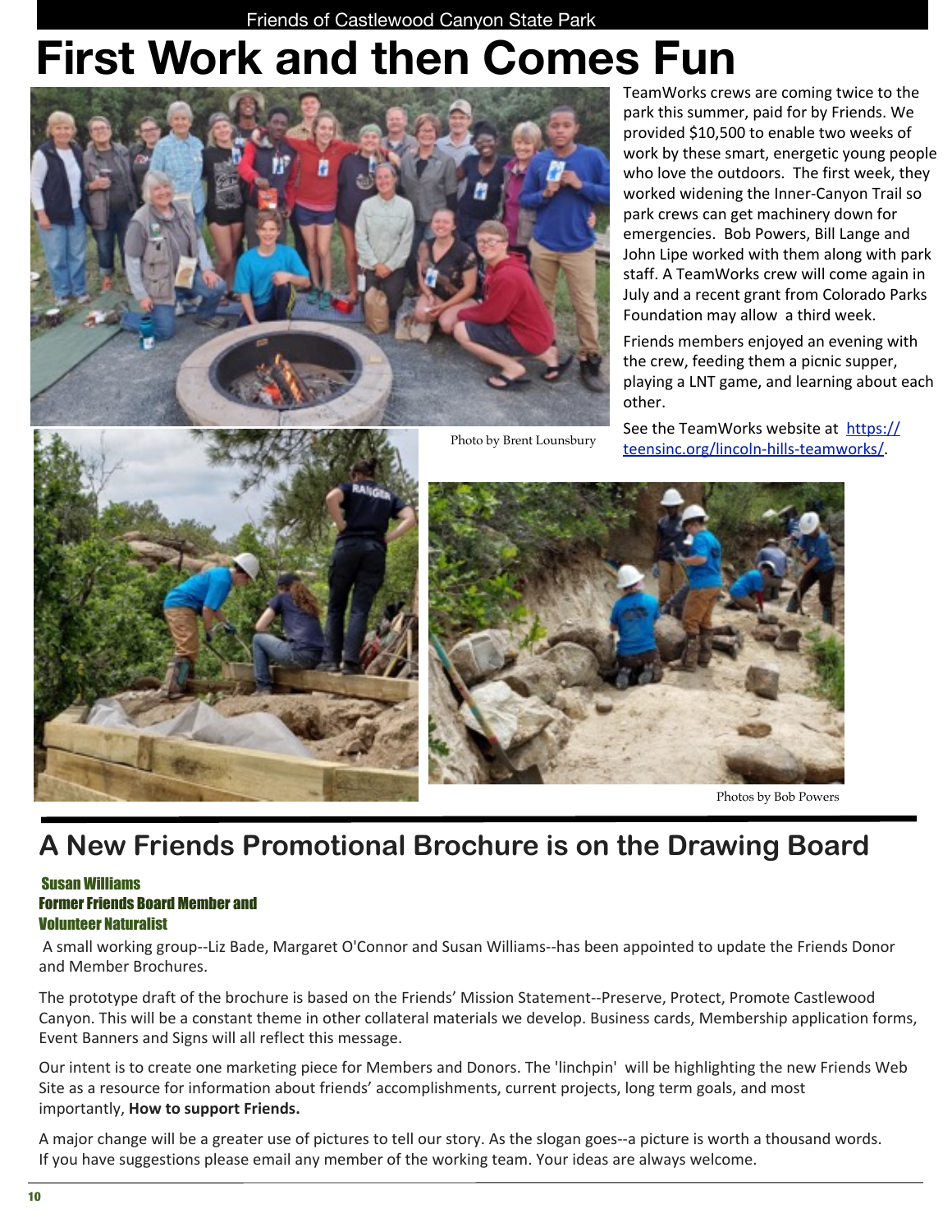# First Work and then Comes Fun

TeamWorks crews are coming twice to the park this summer, paid for by Friends. We provided $10,500 to enable two weeks of work by these smart, energetic young people who love the outdoors. The first week, they worked widening the Inner-Canyon Trail so park crews can get machinery down for emergencies. Bob Powers, Bill Lange and John Lipe worked with them along with park staff. A TeamWorks crew will come again in July and a recent grant from Colorado Parks Foundation may allow a third week.

Friends members enjoyed an evening with the crew, feeding them a picnic supper, playing a LNT game, and learning about each other.

See the TeamWorks website at [https://teensinc.org/lincoln-hills-teamworks/](https://teensinc.org/lincoln-hills-teamworks/).

Photo by Brent Lounsbury

Photos by Bob Powers

## A New Friends Promotional Brochure is on the Drawing Board

**Susan Williams**
**Former Friends Board Member and Volunteer Naturalist**

A small working group--Liz Bade, Margaret O'Connor and Susan Williams--has been appointed to update the Friends Donor and Member Brochures.

The prototype draft of the brochure is based on the Friends' Mission Statement--Preserve, Protect, Promote Castlewood Canyon. This will be a constant theme in other collateral materials we develop. Business cards, Membership application forms, Event Banners and Signs will all reflect this message.

Our intent is to create one marketing piece for Members and Donors. The 'linchpin' will be highlighting the new Friends Web Site as a resource for information about friends' accomplishments, current projects, long term goals, and most importantly, **How to support Friends.**

A major change will be a greater use of pictures to tell our story. As the slogan goes--a picture is worth a thousand words. If you have suggestions please email any member of the working team. Your ideas are always welcome.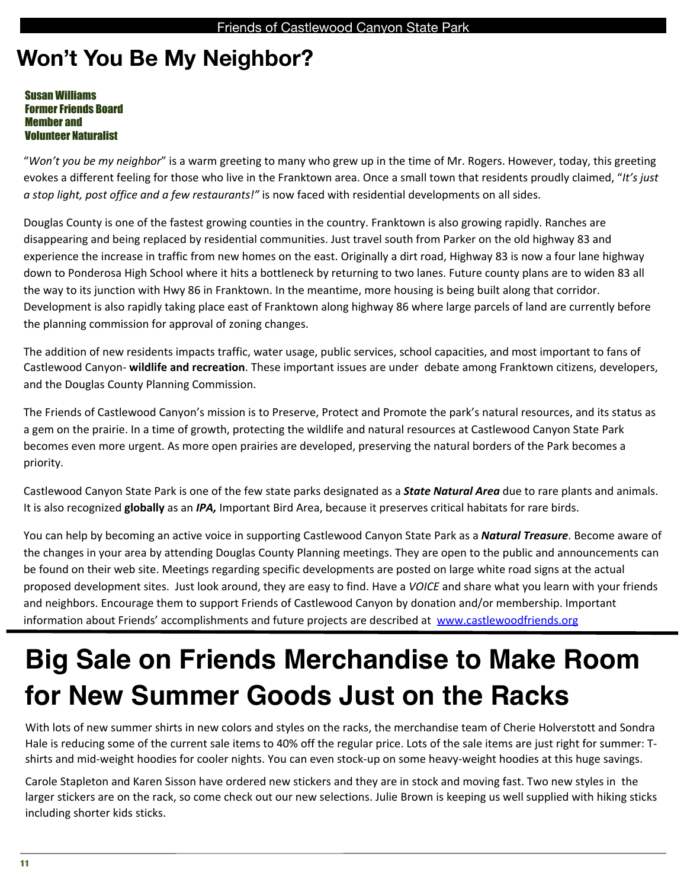# Won't You Be My Neighbor?

**Susan Williams**
**Former Friends Board Member and Volunteer Naturalist**

"*Won't you be my neighbor*" is a warm greeting to many who grew up in the time of Mr. Rogers. However, today, this greeting evokes a different feeling for those who live in the Franktown area. Once a small town that residents proudly claimed, "*It's just a stop light, post office and a few restaurants!"* is now faced with residential developments on all sides.

Douglas County is one of the fastest growing counties in the country. Franktown is also growing rapidly. Ranches are disappearing and being replaced by residential communities. Just travel south from Parker on the old highway 83 and experience the increase in traffic from new homes on the east. Originally a dirt road, Highway 83 is now a four lane highway down to Ponderosa High School where it hits a bottleneck by returning to two lanes. Future county plans are to widen 83 all the way to its junction with Hwy 86 in Franktown. In the meantime, more housing is being built along that corridor. Development is also rapidly taking place east of Franktown along highway 86 where large parcels of land are currently before the planning commission for approval of zoning changes.

The addition of new residents impacts traffic, water usage, public services, school capacities, and most important to fans of Castlewood Canyon- **wildlife and recreation**. These important issues are under debate among Franktown citizens, developers, and the Douglas County Planning Commission.

The Friends of Castlewood Canyon's mission is to Preserve, Protect and Promote the park's natural resources, and its status as a gem on the prairie. In a time of growth, protecting the wildlife and natural resources at Castlewood Canyon State Park becomes even more urgent. As more open prairies are developed, preserving the natural borders of the Park becomes a priority.

Castlewood Canyon State Park is one of the few state parks designated as a ***State Natural Area*** due to rare plants and animals. It is also recognized **globally** as an ***IPA,*** Important Bird Area, because it preserves critical habitats for rare birds.

You can help by becoming an active voice in supporting Castlewood Canyon State Park as a ***Natural Treasure***. Become aware of the changes in your area by attending Douglas County Planning meetings. They are open to the public and announcements can be found on their web site. Meetings regarding specific developments are posted on large white road signs at the actual proposed development sites. Just look around, they are easy to find. Have a *VOICE* and share what you learn with your friends and neighbors. Encourage them to support Friends of Castlewood Canyon by donation and/or membership. Important information about Friends' accomplishments and future projects are described at [www.castlewoodfriends.org](www.castlewoodfriends.org)

# Big Sale on Friends Merchandise to Make Room for New Summer Goods Just on the Racks

With lots of new summer shirts in new colors and styles on the racks, the merchandise team of Cherie Holverstott and Sondra Hale is reducing some of the current sale items to 40% off the regular price. Lots of the sale items are just right for summer: T-shirts and mid-weight hoodies for cooler nights. You can even stock-up on some heavy-weight hoodies at this huge savings.

Carole Stapleton and Karen Sisson have ordered new stickers and they are in stock and moving fast. Two new styles in the larger stickers are on the rack, so come check out our new selections. Julie Brown is keeping us well supplied with hiking sticks including shorter kids sticks.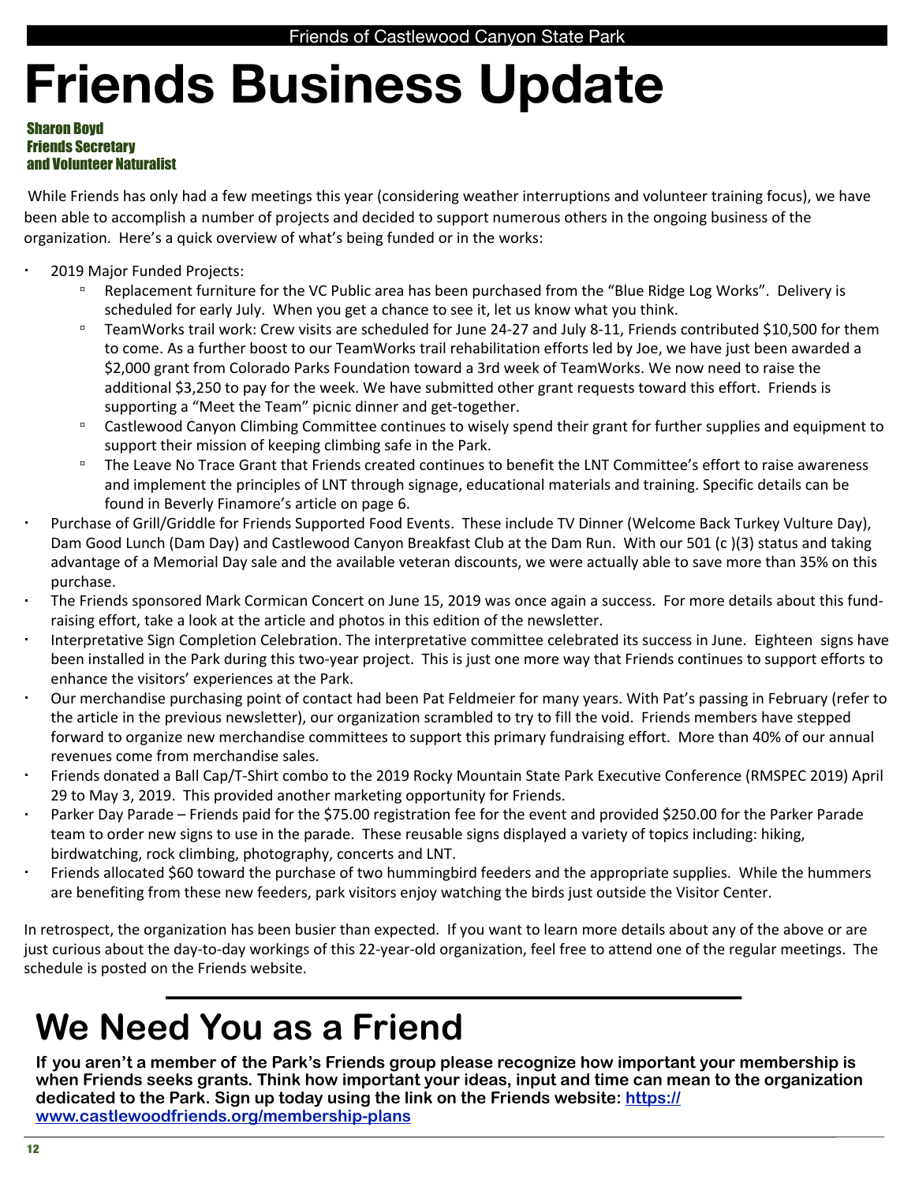# Friends Business Update

**Sharon Boyd**
**Friends Secretary**
**and Volunteer Naturalist**

While Friends has only had a few meetings this year (considering weather interruptions and volunteer training focus), we have been able to accomplish a number of projects and decided to support numerous others in the ongoing business of the organization. Here's a quick overview of what's being funded or in the works:

- 2019 Major Funded Projects:
    - Replacement furniture for the VC Public area has been purchased from the "Blue Ridge Log Works". Delivery is scheduled for early July. When you get a chance to see it, let us know what you think.
    - TeamWorks trail work: Crew visits are scheduled for June 24-27 and July 8-11, Friends contributed $10,500 for them to come. As a further boost to our TeamWorks trail rehabilitation efforts led by Joe, we have just been awarded a $2,000 grant from Colorado Parks Foundation toward a 3rd week of TeamWorks. We now need to raise the additional $3,250 to pay for the week. We have submitted other grant requests toward this effort. Friends is supporting a "Meet the Team" picnic dinner and get-together.
    - Castlewood Canyon Climbing Committee continues to wisely spend their grant for further supplies and equipment to support their mission of keeping climbing safe in the Park.
    - The Leave No Trace Grant that Friends created continues to benefit the LNT Committee's effort to raise awareness and implement the principles of LNT through signage, educational materials and training. Specific details can be found in Beverly Finamore's article on page 6.
- Purchase of Grill/Griddle for Friends Supported Food Events. These include TV Dinner (Welcome Back Turkey Vulture Day), Dam Good Lunch (Dam Day) and Castlewood Canyon Breakfast Club at the Dam Run. With our 501 (c )(3) status and taking advantage of a Memorial Day sale and the available veteran discounts, we were actually able to save more than 35% on this purchase.
- The Friends sponsored Mark Cormican Concert on June 15, 2019 was once again a success. For more details about this fund-raising effort, take a look at the article and photos in this edition of the newsletter.
- Interpretative Sign Completion Celebration. The interpretative committee celebrated its success in June. Eighteen signs have been installed in the Park during this two-year project. This is just one more way that Friends continues to support efforts to enhance the visitors' experiences at the Park.
- Our merchandise purchasing point of contact had been Pat Feldmeier for many years. With Pat's passing in February (refer to the article in the previous newsletter), our organization scrambled to try to fill the void. Friends members have stepped forward to organize new merchandise committees to support this primary fundraising effort. More than 40% of our annual revenues come from merchandise sales.
- Friends donated a Ball Cap/T-Shirt combo to the 2019 Rocky Mountain State Park Executive Conference (RMSPEC 2019) April 29 to May 3, 2019. This provided another marketing opportunity for Friends.
- Parker Day Parade – Friends paid for the $75.00 registration fee for the event and provided $250.00 for the Parker Parade team to order new signs to use in the parade. These reusable signs displayed a variety of topics including: hiking, birdwatching, rock climbing, photography, concerts and LNT.
- Friends allocated $60 toward the purchase of two hummingbird feeders and the appropriate supplies. While the hummers are benefiting from these new feeders, park visitors enjoy watching the birds just outside the Visitor Center.

In retrospect, the organization has been busier than expected. If you want to learn more details about any of the above or are just curious about the day-to-day workings of this 22-year-old organization, feel free to attend one of the regular meetings. The schedule is posted on the Friends website.

# We Need You as a Friend

**If you aren't a member of the Park's Friends group please recognize how important your membership is when Friends seeks grants. Think how important your ideas, input and time can mean to the organization dedicated to the Park. Sign up today using the link on the Friends website: [https://www.castlewoodfriends.org/membership-plans](https://www.castlewoodfriends.org/membership-plans)**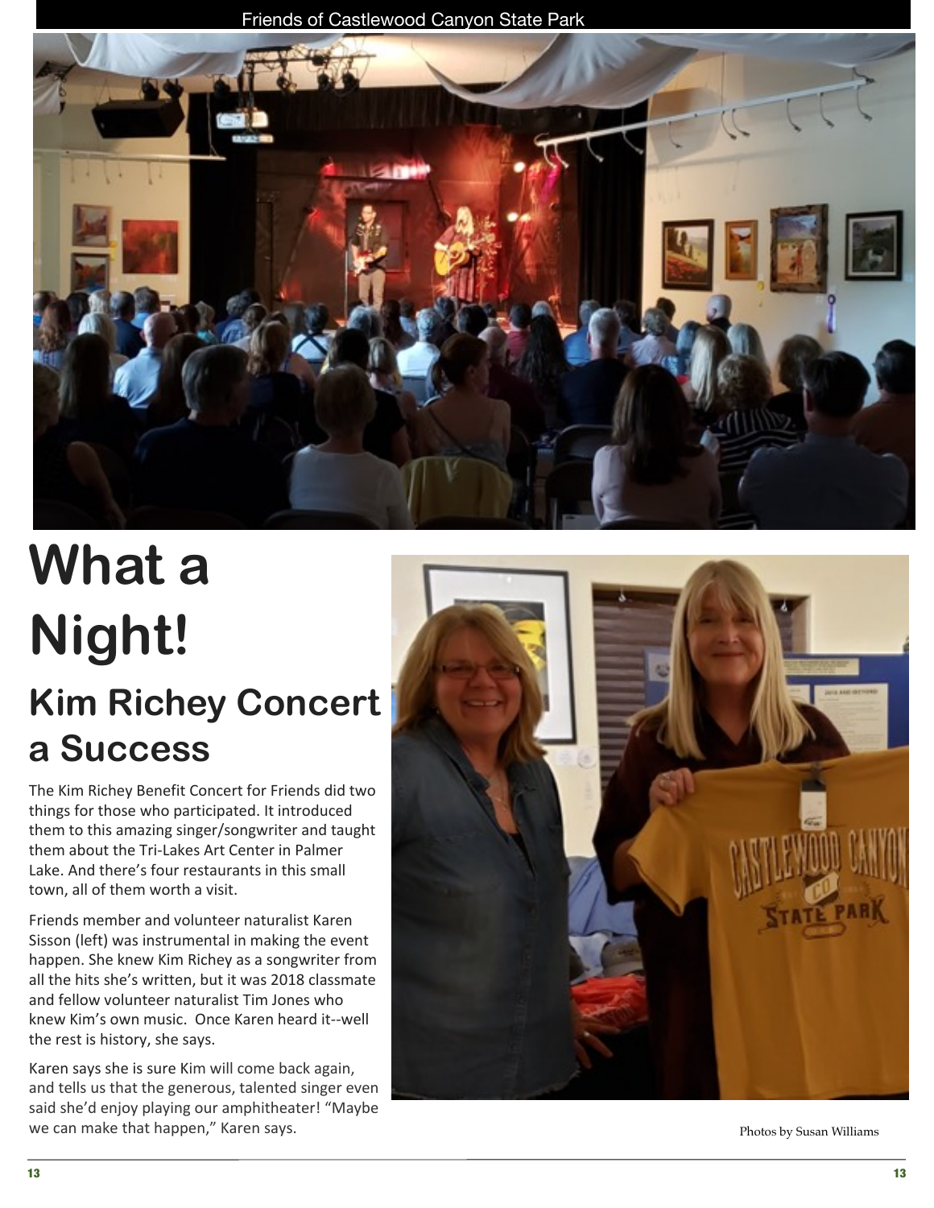# What a Night!

## Kim Richey Concert a Success

The Kim Richey Benefit Concert for Friends did two things for those who participated. It introduced them to this amazing singer/songwriter and taught them about the Tri-Lakes Art Center in Palmer Lake. And there's four restaurants in this small town, all of them worth a visit.

Friends member and volunteer naturalist Karen Sisson (left) was instrumental in making the event happen. She knew Kim Richey as a songwriter from all the hits she's written, but it was 2018 classmate and fellow volunteer naturalist Tim Jones who knew Kim's own music. Once Karen heard it--well the rest is history, she says.

Karen says she is sure Kim will come back again, and tells us that the generous, talented singer even said she'd enjoy playing our amphitheater! "Maybe we can make that happen," Karen says.

Photos by Susan Williams